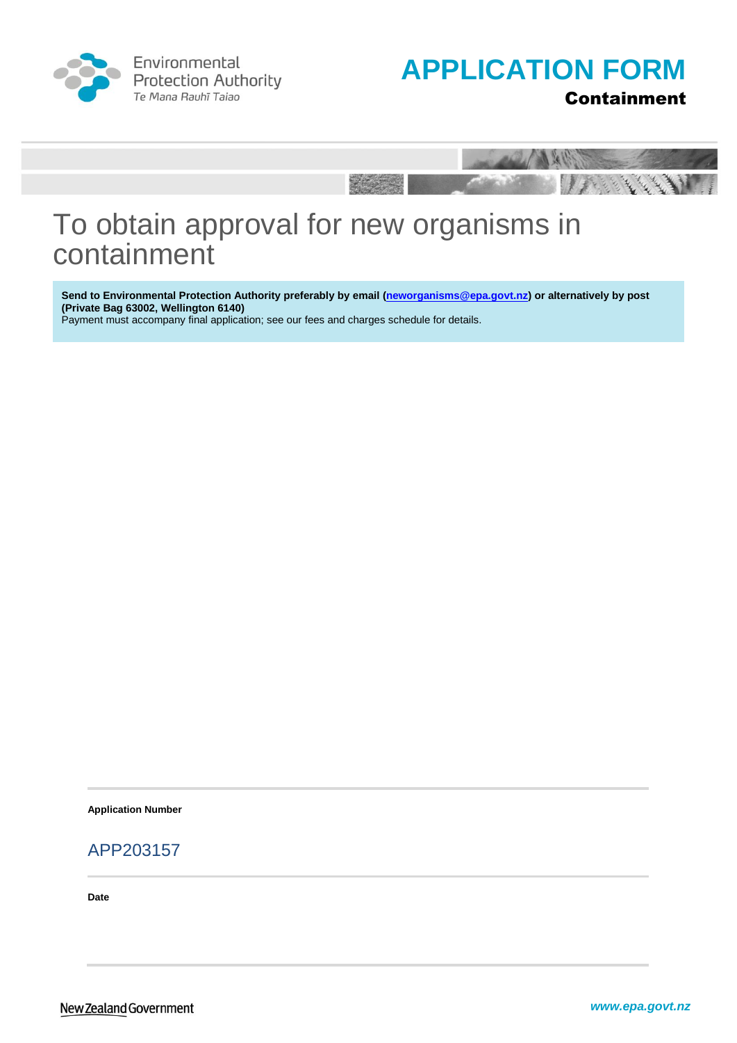Environmental Protection Authority
*Te Mana Rauhī Taiao*

# APPLICATION FORM

**Containment**

# To obtain approval for new organisms in containment

**Send to Environmental Protection Authority preferably by email (neworganisms@epa.govt.nz) or alternatively by post (Private Bag 63002, Wellington 6140)**
Payment must accompany final application; see our fees and charges schedule for details.

**Application Number**

APP203157

**Date**

New Zealand Government

*www.epa.govt.nz*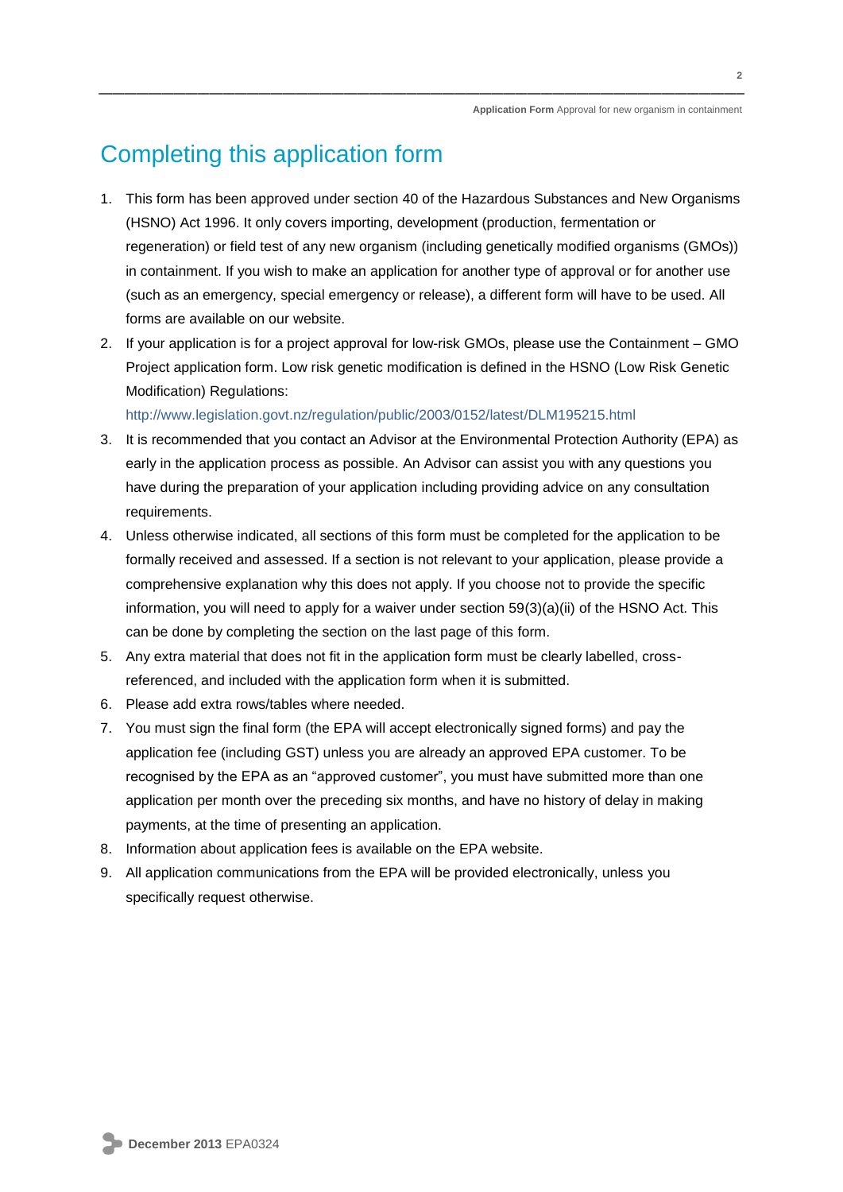# Completing this application form

1. This form has been approved under section 40 of the Hazardous Substances and New Organisms (HSNO) Act 1996. It only covers importing, development (production, fermentation or regeneration) or field test of any new organism (including genetically modified organisms (GMOs)) in containment. If you wish to make an application for another type of approval or for another use (such as an emergency, special emergency or release), a different form will have to be used. All forms are available on our website.
2. If your application is for a project approval for low-risk GMOs, please use the Containment – GMO Project application form. Low risk genetic modification is defined in the HSNO (Low Risk Genetic Modification) Regulations: http://www.legislation.govt.nz/regulation/public/2003/0152/latest/DLM195215.html
3. It is recommended that you contact an Advisor at the Environmental Protection Authority (EPA) as early in the application process as possible. An Advisor can assist you with any questions you have during the preparation of your application including providing advice on any consultation requirements.
4. Unless otherwise indicated, all sections of this form must be completed for the application to be formally received and assessed. If a section is not relevant to your application, please provide a comprehensive explanation why this does not apply. If you choose not to provide the specific information, you will need to apply for a waiver under section 59(3)(a)(ii) of the HSNO Act. This can be done by completing the section on the last page of this form.
5. Any extra material that does not fit in the application form must be clearly labelled, cross-referenced, and included with the application form when it is submitted.
6. Please add extra rows/tables where needed.
7. You must sign the final form (the EPA will accept electronically signed forms) and pay the application fee (including GST) unless you are already an approved EPA customer. To be recognised by the EPA as an "approved customer", you must have submitted more than one application per month over the preceding six months, and have no history of delay in making payments, at the time of presenting an application.
8. Information about application fees is available on the EPA website.
9. All application communications from the EPA will be provided electronically, unless you specifically request otherwise.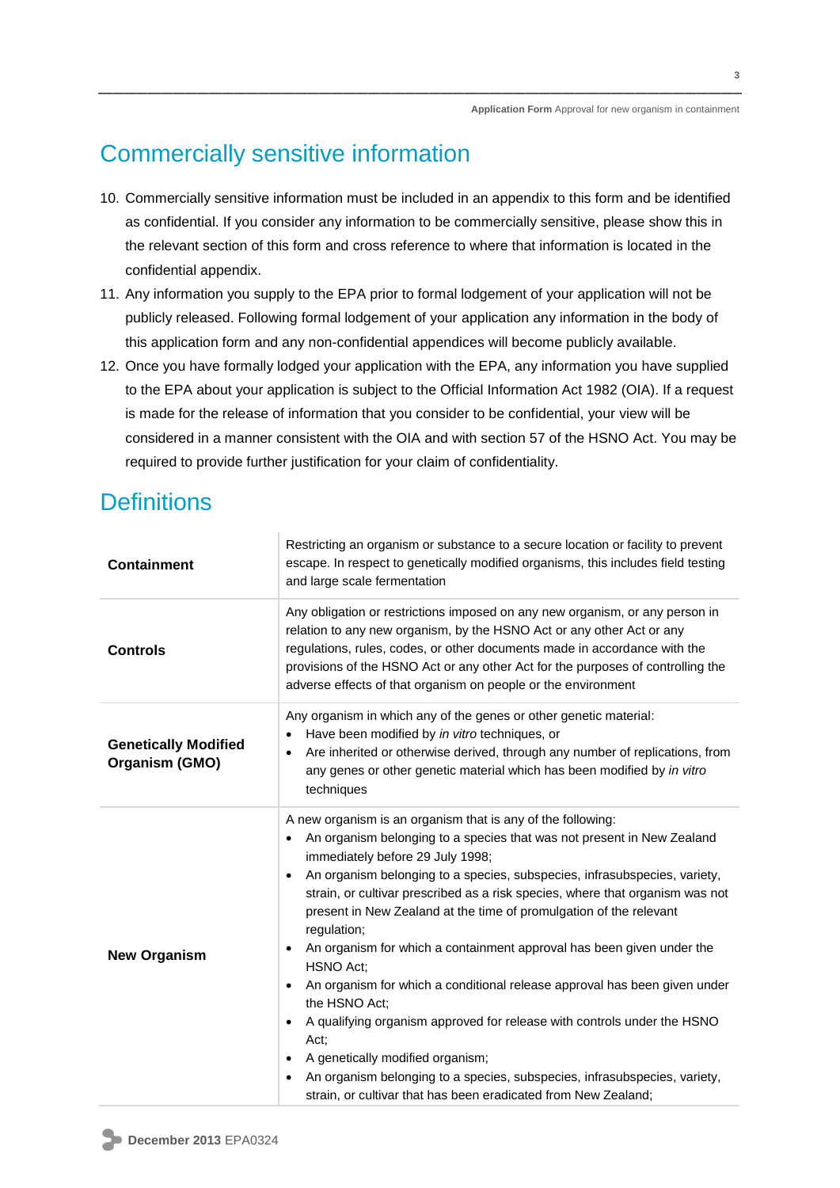## Commercially sensitive information

10. Commercially sensitive information must be included in an appendix to this form and be identified as confidential. If you consider any information to be commercially sensitive, please show this in the relevant section of this form and cross reference to where that information is located in the confidential appendix.
11. Any information you supply to the EPA prior to formal lodgement of your application will not be publicly released. Following formal lodgement of your application any information in the body of this application form and any non-confidential appendices will become publicly available.
12. Once you have formally lodged your application with the EPA, any information you have supplied to the EPA about your application is subject to the Official Information Act 1982 (OIA). If a request is made for the release of information that you consider to be confidential, your view will be considered in a manner consistent with the OIA and with section 57 of the HSNO Act. You may be required to provide further justification for your claim of confidentiality.

## Definitions

| | |
|---|---|
| **Containment** | Restricting an organism or substance to a secure location or facility to prevent escape. In respect to genetically modified organisms, this includes field testing and large scale fermentation |
| **Controls** | Any obligation or restrictions imposed on any new organism, or any person in relation to any new organism, by the HSNO Act or any other Act or any regulations, rules, codes, or other documents made in accordance with the provisions of the HSNO Act or any other Act for the purposes of controlling the adverse effects of that organism on people or the environment |
| **Genetically Modified Organism (GMO)** | Any organism in which any of the genes or other genetic material:<br>• Have been modified by *in vitro* techniques, or<br>• Are inherited or otherwise derived, through any number of replications, from any genes or other genetic material which has been modified by *in vitro* techniques |
| **New Organism** | A new organism is an organism that is any of the following:<br>• An organism belonging to a species that was not present in New Zealand immediately before 29 July 1998;<br>• An organism belonging to a species, subspecies, infrasubspecies, variety, strain, or cultivar prescribed as a risk species, where that organism was not present in New Zealand at the time of promulgation of the relevant regulation;<br>• An organism for which a containment approval has been given under the HSNO Act;<br>• An organism for which a conditional release approval has been given under the HSNO Act;<br>• A qualifying organism approved for release with controls under the HSNO Act;<br>• A genetically modified organism;<br>• An organism belonging to a species, subspecies, infrasubspecies, variety, strain, or cultivar that has been eradicated from New Zealand; |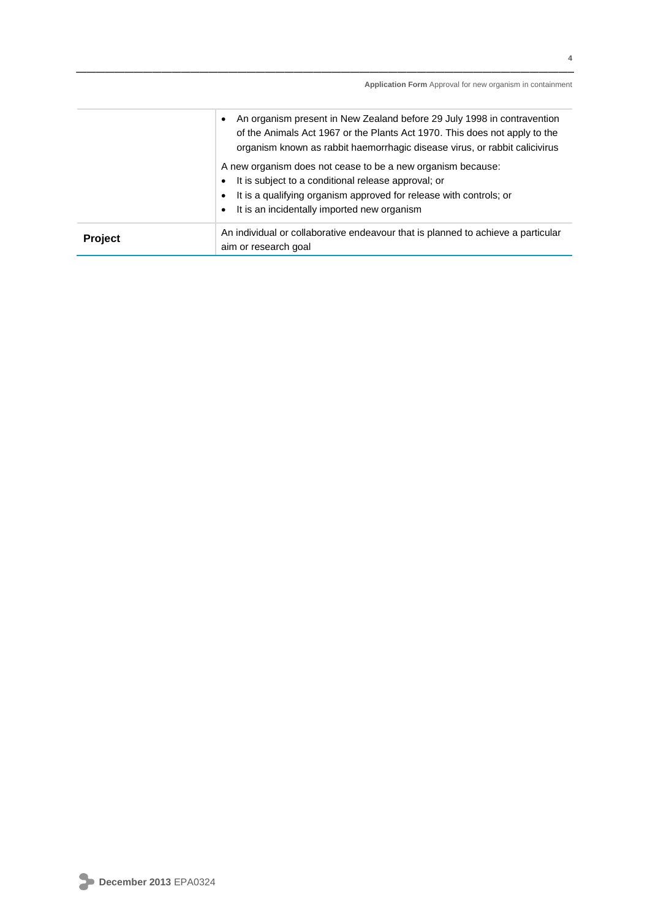| | |
|---|---|
| | • An organism present in New Zealand before 29 July 1998 in contravention of the Animals Act 1967 or the Plants Act 1970. This does not apply to the organism known as rabbit haemorrhagic disease virus, or rabbit calicivirus<br><br>A new organism does not cease to be a new organism because:<br>• It is subject to a conditional release approval; or<br>• It is a qualifying organism approved for release with controls; or<br>• It is an incidentally imported new organism |
| **Project** | An individual or collaborative endeavour that is planned to achieve a particular aim or research goal |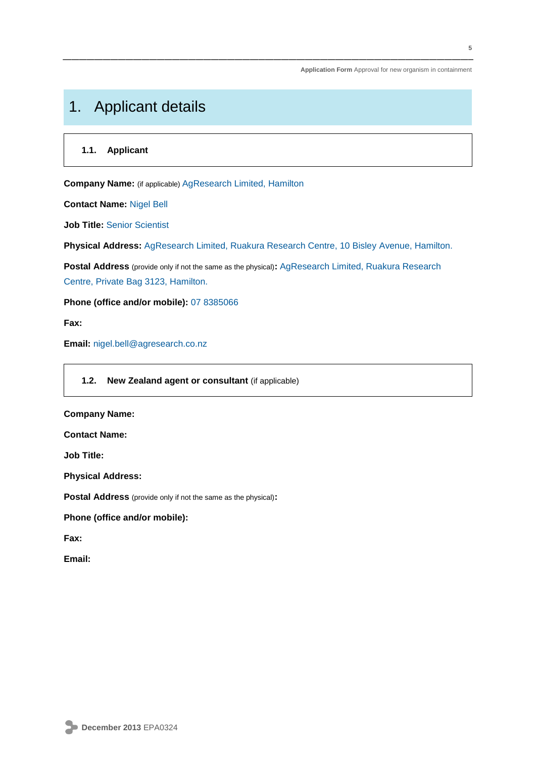# 1. Applicant details

### 1.1. Applicant

**Company Name:** (if applicable) AgResearch Limited, Hamilton

**Contact Name:** Nigel Bell

**Job Title:** Senior Scientist

**Physical Address:** AgResearch Limited, Ruakura Research Centre, 10 Bisley Avenue, Hamilton.

**Postal Address** (provide only if not the same as the physical)**:** AgResearch Limited, Ruakura Research Centre, Private Bag 3123, Hamilton.

**Phone (office and/or mobile):** 07 8385066

**Fax:**

**Email:** nigel.bell@agresearch.co.nz

### 1.2. New Zealand agent or consultant (if applicable)

**Company Name:**

**Contact Name:**

**Job Title:**

**Physical Address:**

**Postal Address** (provide only if not the same as the physical)**:**

**Phone (office and/or mobile):**

**Fax:**

**Email:**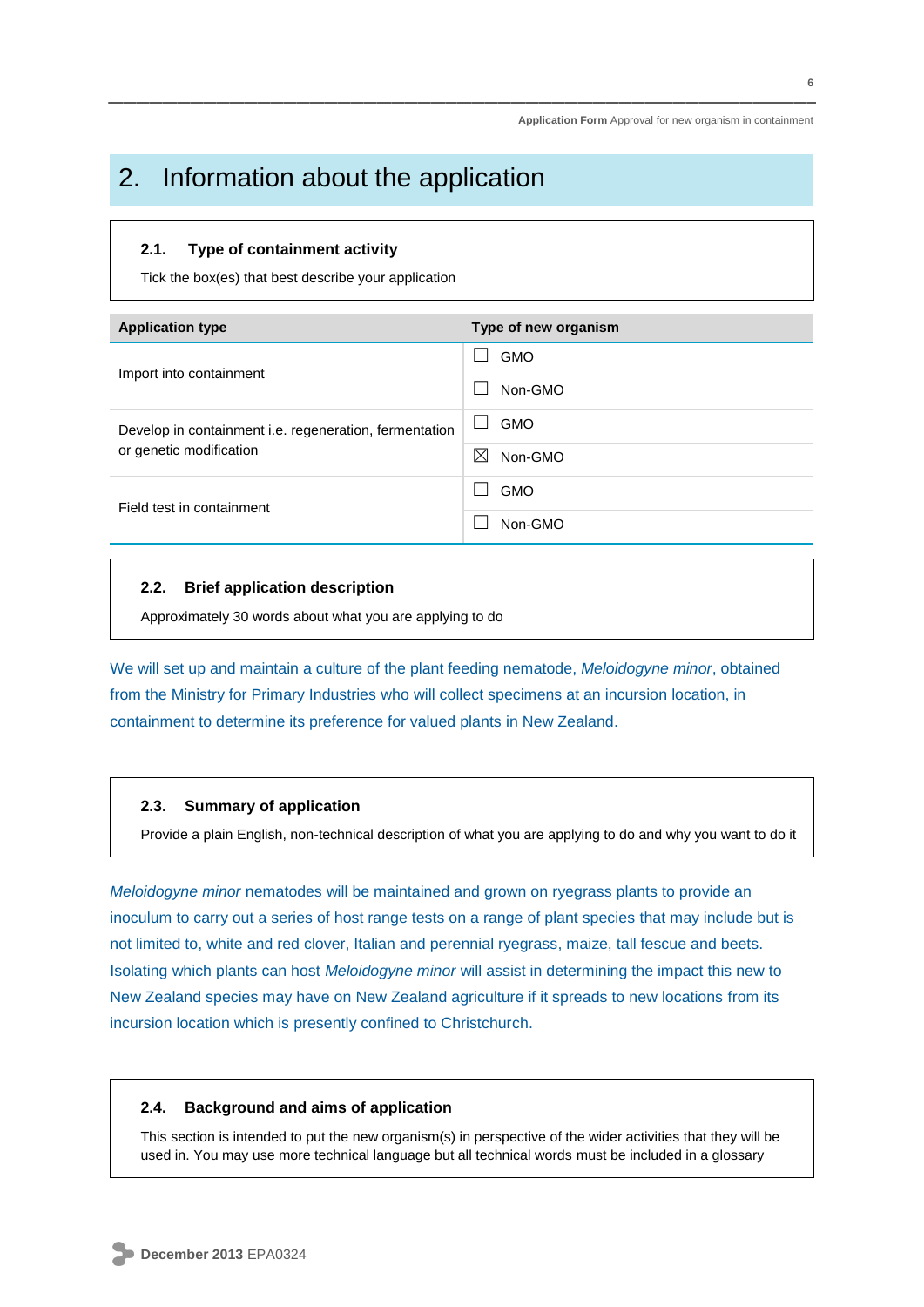## 2. Information about the application

### 2.1. Type of containment activity

Tick the box(es) that best describe your application

| Application type | Type of new organism |
|---|---|
| Import into containment | ☐ GMO |
| | ☐ Non-GMO |
| Develop in containment i.e. regeneration, fermentation or genetic modification | ☐ GMO |
| | ☒ Non-GMO |
| Field test in containment | ☐ GMO |
| | ☐ Non-GMO |

### 2.2. Brief application description

Approximately 30 words about what you are applying to do

We will set up and maintain a culture of the plant feeding nematode, *Meloidogyne minor*, obtained from the Ministry for Primary Industries who will collect specimens at an incursion location, in containment to determine its preference for valued plants in New Zealand.

### 2.3. Summary of application

Provide a plain English, non-technical description of what you are applying to do and why you want to do it

*Meloidogyne minor* nematodes will be maintained and grown on ryegrass plants to provide an inoculum to carry out a series of host range tests on a range of plant species that may include but is not limited to, white and red clover, Italian and perennial ryegrass, maize, tall fescue and beets. Isolating which plants can host *Meloidogyne minor* will assist in determining the impact this new to New Zealand species may have on New Zealand agriculture if it spreads to new locations from its incursion location which is presently confined to Christchurch.

### 2.4. Background and aims of application

This section is intended to put the new organism(s) in perspective of the wider activities that they will be used in. You may use more technical language but all technical words must be included in a glossary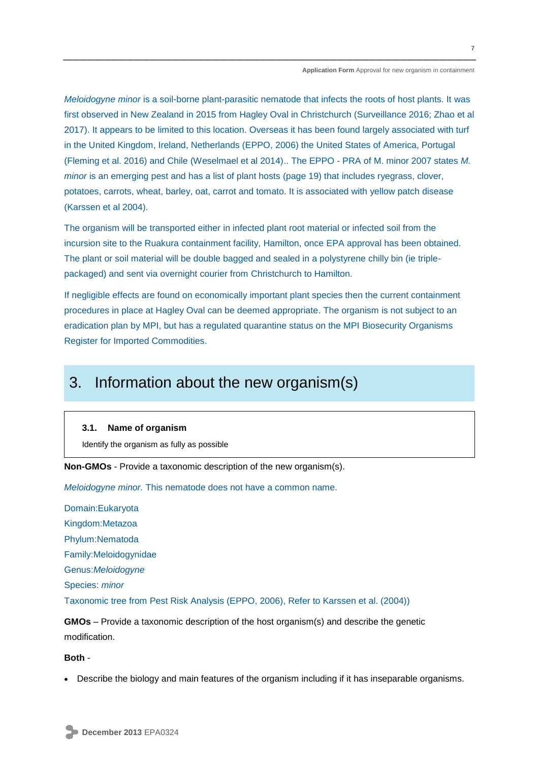*Meloidogyne minor* is a soil-borne plant-parasitic nematode that infects the roots of host plants. It was first observed in New Zealand in 2015 from Hagley Oval in Christchurch (Surveillance 2016; Zhao et al 2017). It appears to be limited to this location. Overseas it has been found largely associated with turf in the United Kingdom, Ireland, Netherlands (EPPO, 2006) the United States of America, Portugal (Fleming et al. 2016) and Chile (Weselmael et al 2014).. The EPPO - PRA of M. minor 2007 states *M. minor* is an emerging pest and has a list of plant hosts (page 19) that includes ryegrass, clover, potatoes, carrots, wheat, barley, oat, carrot and tomato. It is associated with yellow patch disease (Karssen et al 2004).

The organism will be transported either in infected plant root material or infected soil from the incursion site to the Ruakura containment facility, Hamilton, once EPA approval has been obtained. The plant or soil material will be double bagged and sealed in a polystyrene chilly bin (ie triple-packaged) and sent via overnight courier from Christchurch to Hamilton.

If negligible effects are found on economically important plant species then the current containment procedures in place at Hagley Oval can be deemed appropriate. The organism is not subject to an eradication plan by MPI, but has a regulated quarantine status on the MPI Biosecurity Organisms Register for Imported Commodities.

# 3. Information about the new organism(s)

### 3.1. Name of organism

Identify the organism as fully as possible

**Non-GMOs** - Provide a taxonomic description of the new organism(s).

*Meloidogyne minor*. This nematode does not have a common name.

Domain:Eukaryota
Kingdom:Metazoa
Phylum:Nematoda
Family:Meloidogynidae
Genus:*Meloidogyne*
Species: *minor*
Taxonomic tree from Pest Risk Analysis (EPPO, 2006), Refer to Karssen et al. (2004))

**GMOs** – Provide a taxonomic description of the host organism(s) and describe the genetic modification.

**Both** -

- Describe the biology and main features of the organism including if it has inseparable organisms.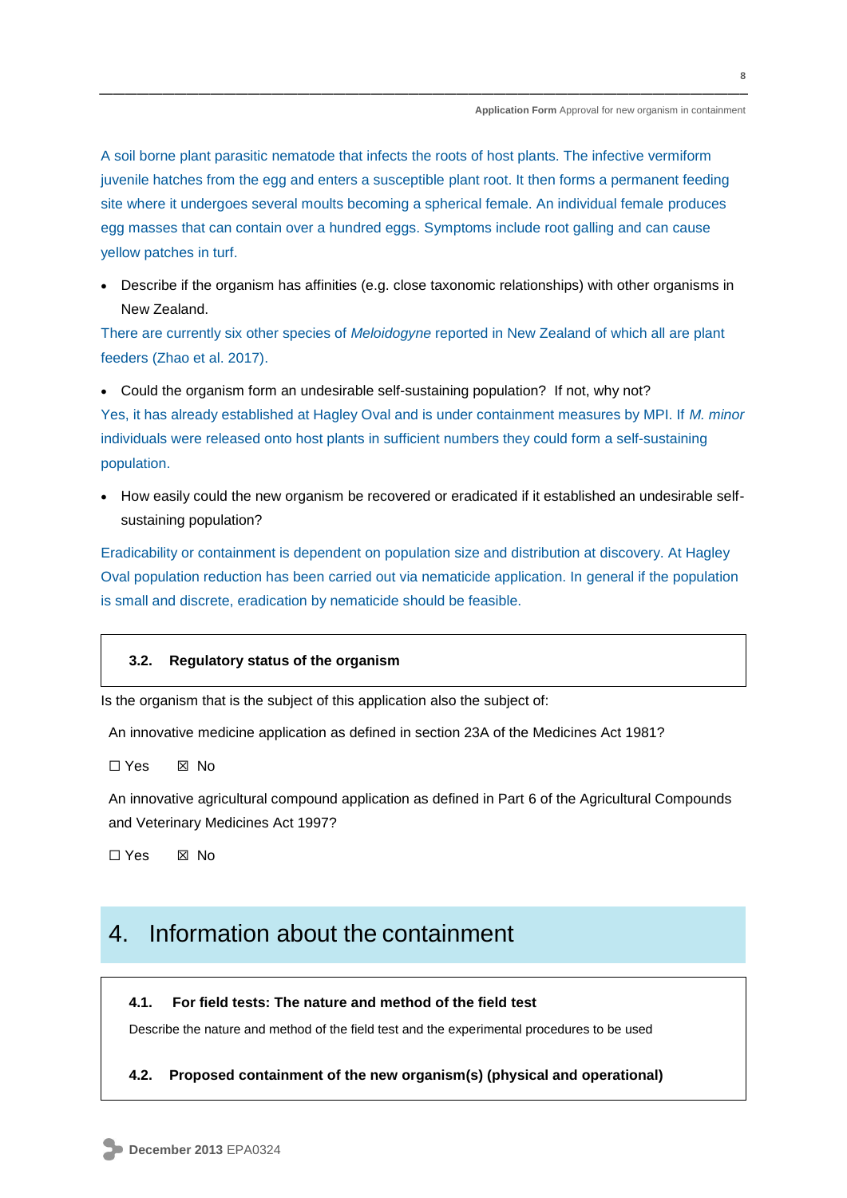A soil borne plant parasitic nematode that infects the roots of host plants. The infective vermiform juvenile hatches from the egg and enters a susceptible plant root. It then forms a permanent feeding site where it undergoes several moults becoming a spherical female. An individual female produces egg masses that can contain over a hundred eggs. Symptoms include root galling and can cause yellow patches in turf.

- Describe if the organism has affinities (e.g. close taxonomic relationships) with other organisms in New Zealand.

There are currently six other species of *Meloidogyne* reported in New Zealand of which all are plant feeders (Zhao et al. 2017).

- Could the organism form an undesirable self-sustaining population? If not, why not?

Yes, it has already established at Hagley Oval and is under containment measures by MPI. If *M. minor* individuals were released onto host plants in sufficient numbers they could form a self-sustaining population.

- How easily could the new organism be recovered or eradicated if it established an undesirable self-sustaining population?

Eradicability or containment is dependent on population size and distribution at discovery. At Hagley Oval population reduction has been carried out via nematicide application. In general if the population is small and discrete, eradication by nematicide should be feasible.

### 3.2. Regulatory status of the organism

Is the organism that is the subject of this application also the subject of:

An innovative medicine application as defined in section 23A of the Medicines Act 1981?

☐ Yes ☒ No

An innovative agricultural compound application as defined in Part 6 of the Agricultural Compounds and Veterinary Medicines Act 1997?

☐ Yes ☒ No

## 4. Information about the containment

### 4.1. For field tests: The nature and method of the field test

Describe the nature and method of the field test and the experimental procedures to be used

### 4.2. Proposed containment of the new organism(s) (physical and operational)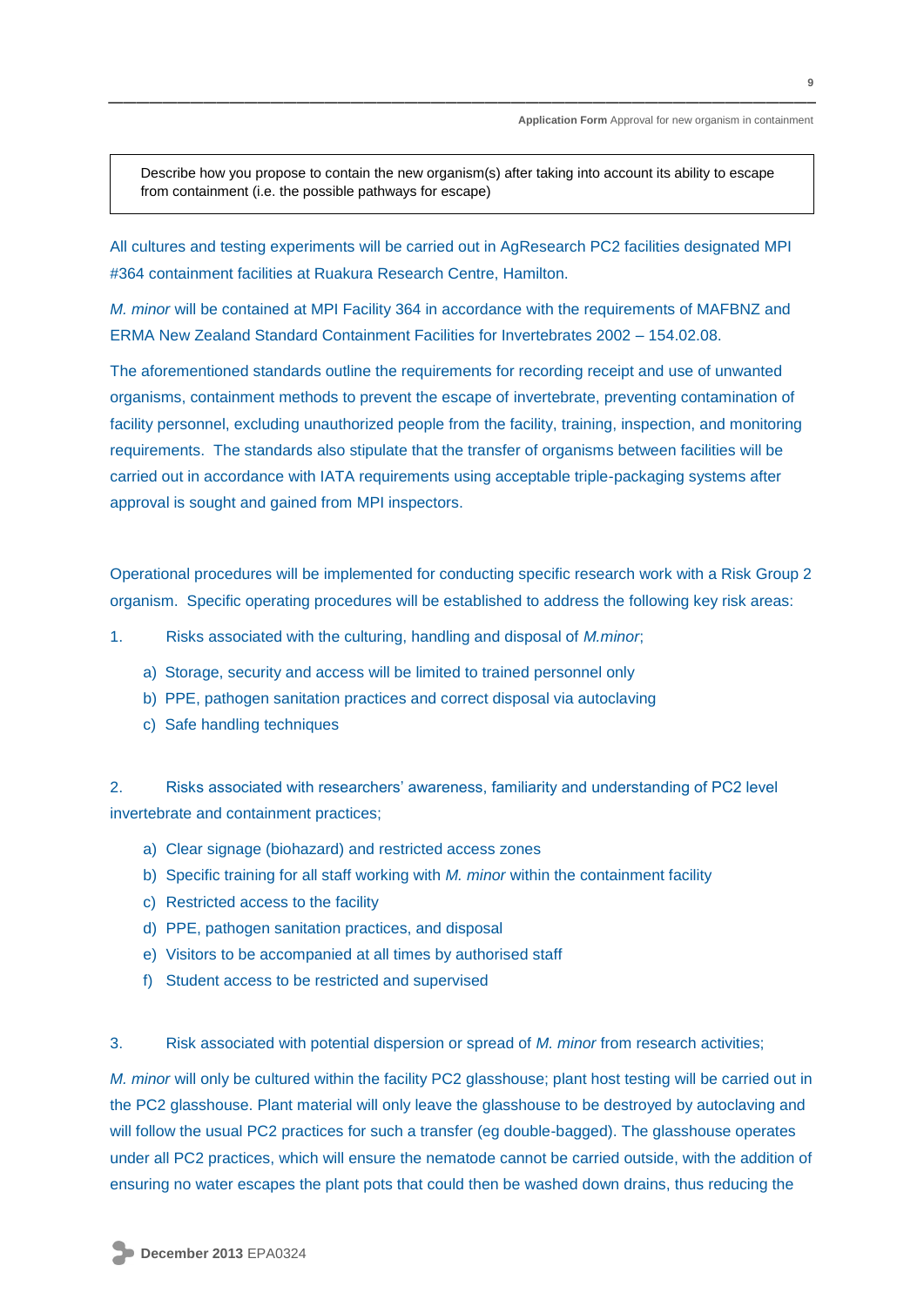| Describe how you propose to contain the new organism(s) after taking into account its ability to escape from containment (i.e. the possible pathways for escape) |
| --- |

All cultures and testing experiments will be carried out in AgResearch PC2 facilities designated MPI #364 containment facilities at Ruakura Research Centre, Hamilton.

*M. minor* will be contained at MPI Facility 364 in accordance with the requirements of MAFBNZ and ERMA New Zealand Standard Containment Facilities for Invertebrates 2002 – 154.02.08.

The aforementioned standards outline the requirements for recording receipt and use of unwanted organisms, containment methods to prevent the escape of invertebrate, preventing contamination of facility personnel, excluding unauthorized people from the facility, training, inspection, and monitoring requirements. The standards also stipulate that the transfer of organisms between facilities will be carried out in accordance with IATA requirements using acceptable triple-packaging systems after approval is sought and gained from MPI inspectors.

Operational procedures will be implemented for conducting specific research work with a Risk Group 2 organism. Specific operating procedures will be established to address the following key risk areas:

1. Risks associated with the culturing, handling and disposal of *M.minor*;
    a) Storage, security and access will be limited to trained personnel only
    b) PPE, pathogen sanitation practices and correct disposal via autoclaving
    c) Safe handling techniques

2. Risks associated with researchers' awareness, familiarity and understanding of PC2 level invertebrate and containment practices;
    a) Clear signage (biohazard) and restricted access zones
    b) Specific training for all staff working with *M. minor* within the containment facility
    c) Restricted access to the facility
    d) PPE, pathogen sanitation practices, and disposal
    e) Visitors to be accompanied at all times by authorised staff
    f) Student access to be restricted and supervised

3. Risk associated with potential dispersion or spread of *M. minor* from research activities;

*M. minor* will only be cultured within the facility PC2 glasshouse; plant host testing will be carried out in the PC2 glasshouse. Plant material will only leave the glasshouse to be destroyed by autoclaving and will follow the usual PC2 practices for such a transfer (eg double-bagged). The glasshouse operates under all PC2 practices, which will ensure the nematode cannot be carried outside, with the addition of ensuring no water escapes the plant pots that could then be washed down drains, thus reducing the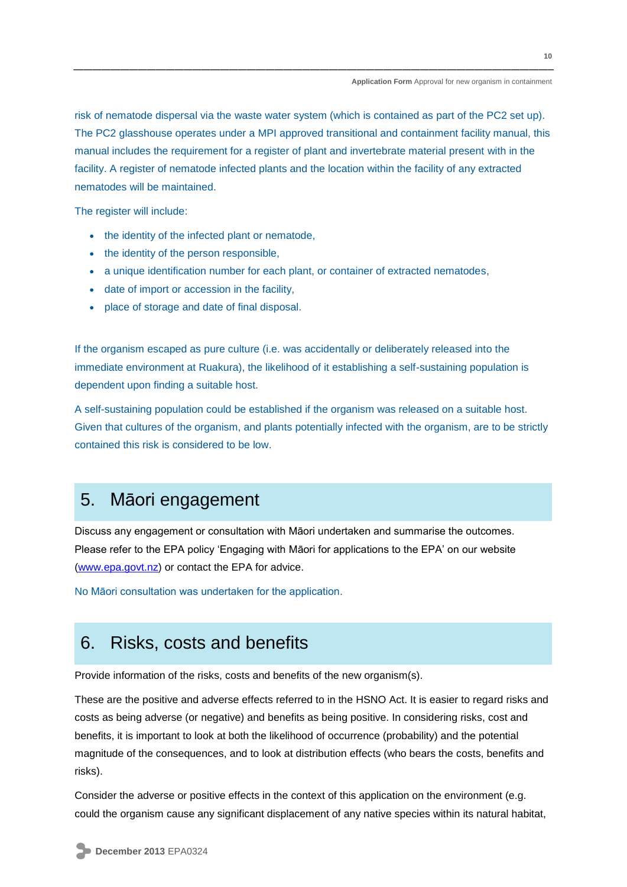risk of nematode dispersal via the waste water system (which is contained as part of the PC2 set up). The PC2 glasshouse operates under a MPI approved transitional and containment facility manual, this manual includes the requirement for a register of plant and invertebrate material present with in the facility. A register of nematode infected plants and the location within the facility of any extracted nematodes will be maintained.

The register will include:

- the identity of the infected plant or nematode,
- the identity of the person responsible,
- a unique identification number for each plant, or container of extracted nematodes,
- date of import or accession in the facility,
- place of storage and date of final disposal.

If the organism escaped as pure culture (i.e. was accidentally or deliberately released into the immediate environment at Ruakura), the likelihood of it establishing a self-sustaining population is dependent upon finding a suitable host.

A self-sustaining population could be established if the organism was released on a suitable host. Given that cultures of the organism, and plants potentially infected with the organism, are to be strictly contained this risk is considered to be low.

# 5. Māori engagement

Discuss any engagement or consultation with Māori undertaken and summarise the outcomes. Please refer to the EPA policy 'Engaging with Māori for applications to the EPA' on our website (www.epa.govt.nz) or contact the EPA for advice.

No Māori consultation was undertaken for the application.

# 6. Risks, costs and benefits

Provide information of the risks, costs and benefits of the new organism(s).

These are the positive and adverse effects referred to in the HSNO Act. It is easier to regard risks and costs as being adverse (or negative) and benefits as being positive. In considering risks, cost and benefits, it is important to look at both the likelihood of occurrence (probability) and the potential magnitude of the consequences, and to look at distribution effects (who bears the costs, benefits and risks).

Consider the adverse or positive effects in the context of this application on the environment (e.g. could the organism cause any significant displacement of any native species within its natural habitat,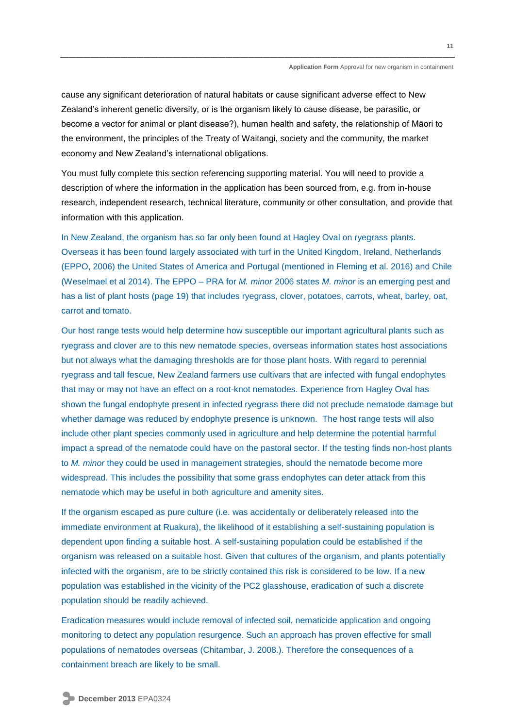cause any significant deterioration of natural habitats or cause significant adverse effect to New Zealand's inherent genetic diversity, or is the organism likely to cause disease, be parasitic, or become a vector for animal or plant disease?), human health and safety, the relationship of Māori to the environment, the principles of the Treaty of Waitangi, society and the community, the market economy and New Zealand's international obligations.

You must fully complete this section referencing supporting material. You will need to provide a description of where the information in the application has been sourced from, e.g. from in-house research, independent research, technical literature, community or other consultation, and provide that information with this application.

In New Zealand, the organism has so far only been found at Hagley Oval on ryegrass plants. Overseas it has been found largely associated with turf in the United Kingdom, Ireland, Netherlands (EPPO, 2006) the United States of America and Portugal (mentioned in Fleming et al. 2016) and Chile (Weselmael et al 2014). The EPPO – PRA for *M. minor* 2006 states *M. minor* is an emerging pest and has a list of plant hosts (page 19) that includes ryegrass, clover, potatoes, carrots, wheat, barley, oat, carrot and tomato.

Our host range tests would help determine how susceptible our important agricultural plants such as ryegrass and clover are to this new nematode species, overseas information states host associations but not always what the damaging thresholds are for those plant hosts. With regard to perennial ryegrass and tall fescue, New Zealand farmers use cultivars that are infected with fungal endophytes that may or may not have an effect on a root-knot nematodes. Experience from Hagley Oval has shown the fungal endophyte present in infected ryegrass there did not preclude nematode damage but whether damage was reduced by endophyte presence is unknown. The host range tests will also include other plant species commonly used in agriculture and help determine the potential harmful impact a spread of the nematode could have on the pastoral sector. If the testing finds non-host plants to *M. minor* they could be used in management strategies, should the nematode become more widespread. This includes the possibility that some grass endophytes can deter attack from this nematode which may be useful in both agriculture and amenity sites.

If the organism escaped as pure culture (i.e. was accidentally or deliberately released into the immediate environment at Ruakura), the likelihood of it establishing a self-sustaining population is dependent upon finding a suitable host. A self-sustaining population could be established if the organism was released on a suitable host. Given that cultures of the organism, and plants potentially infected with the organism, are to be strictly contained this risk is considered to be low. If a new population was established in the vicinity of the PC2 glasshouse, eradication of such a discrete population should be readily achieved.

Eradication measures would include removal of infected soil, nematicide application and ongoing monitoring to detect any population resurgence. Such an approach has proven effective for small populations of nematodes overseas (Chitambar, J. 2008.). Therefore the consequences of a containment breach are likely to be small.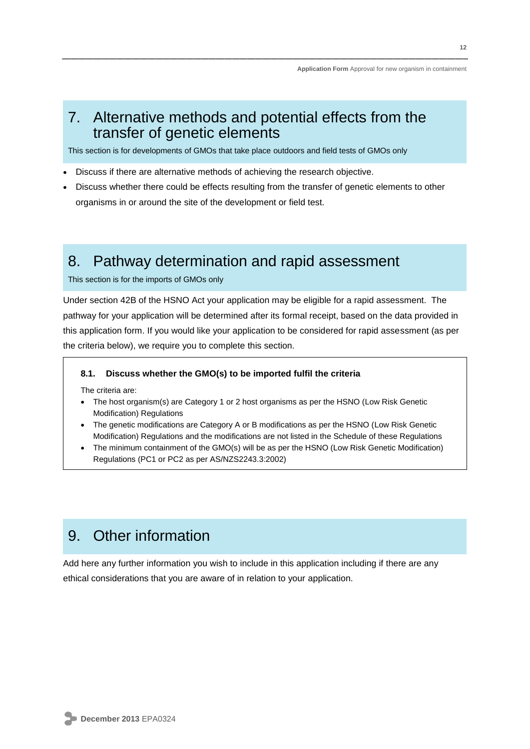# 7. Alternative methods and potential effects from the transfer of genetic elements

This section is for developments of GMOs that take place outdoors and field tests of GMOs only

- Discuss if there are alternative methods of achieving the research objective.
- Discuss whether there could be effects resulting from the transfer of genetic elements to other organisms in or around the site of the development or field test.

# 8. Pathway determination and rapid assessment

This section is for the imports of GMOs only

Under section 42B of the HSNO Act your application may be eligible for a rapid assessment. The pathway for your application will be determined after its formal receipt, based on the data provided in this application form. If you would like your application to be considered for rapid assessment (as per the criteria below), we require you to complete this section.

**8.1. Discuss whether the GMO(s) to be imported fulfil the criteria**

The criteria are:

- The host organism(s) are Category 1 or 2 host organisms as per the HSNO (Low Risk Genetic Modification) Regulations
- The genetic modifications are Category A or B modifications as per the HSNO (Low Risk Genetic Modification) Regulations and the modifications are not listed in the Schedule of these Regulations
- The minimum containment of the GMO(s) will be as per the HSNO (Low Risk Genetic Modification) Regulations (PC1 or PC2 as per AS/NZS2243.3:2002)

# 9. Other information

Add here any further information you wish to include in this application including if there are any ethical considerations that you are aware of in relation to your application.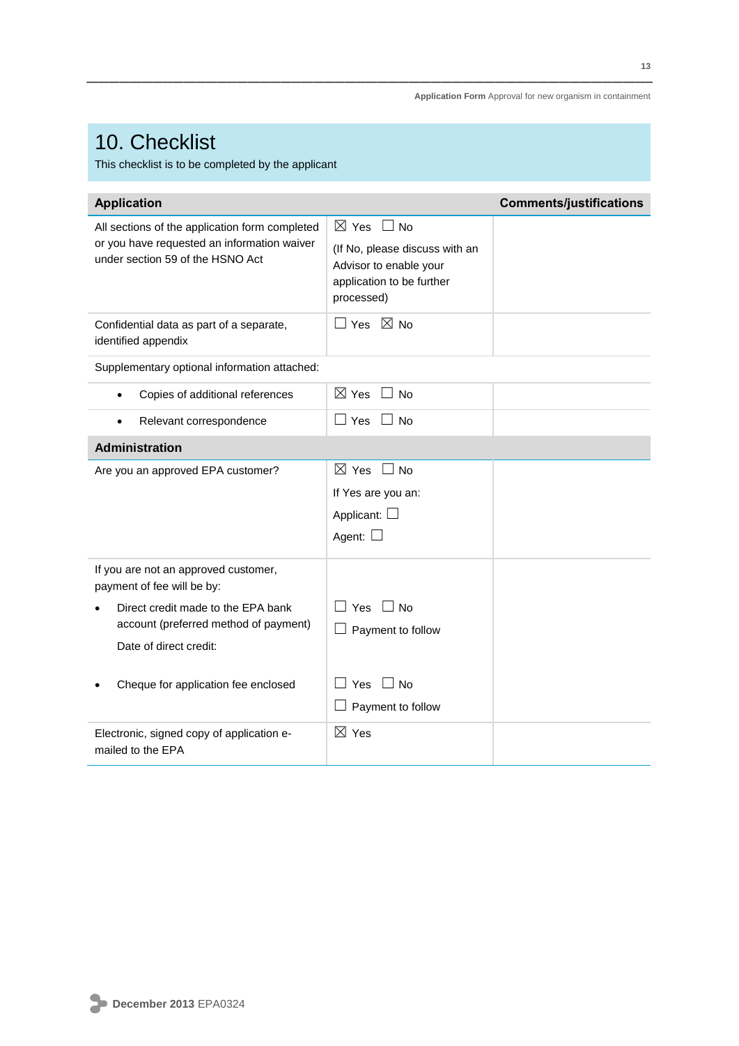# 10. Checklist

This checklist is to be completed by the applicant

| Application | | Comments/justifications |
|---|---|---|
| All sections of the application form completed or you have requested an information waiver under section 59 of the HSNO Act | ☒ Yes ☐ No<br>(If No, please discuss with an Advisor to enable your application to be further processed) | |
| Confidential data as part of a separate, identified appendix | ☐ Yes ☒ No | |
| Supplementary optional information attached: | | |
| • Copies of additional references | ☒ Yes ☐ No | |
| • Relevant correspondence | ☐ Yes ☐ No | |
| **Administration** | | |
| Are you an approved EPA customer? | ☒ Yes ☐ No<br>If Yes are you an:<br>Applicant: ☐<br>Agent: ☐ | |
| If you are not an approved customer, payment of fee will be by:<br>• Direct credit made to the EPA bank account (preferred method of payment)<br>Date of direct credit:<br>• Cheque for application fee enclosed | ☐ Yes ☐ No<br>☐ Payment to follow<br><br>☐ Yes ☐ No<br>☐ Payment to follow | |
| Electronic, signed copy of application e-mailed to the EPA | ☒ Yes | |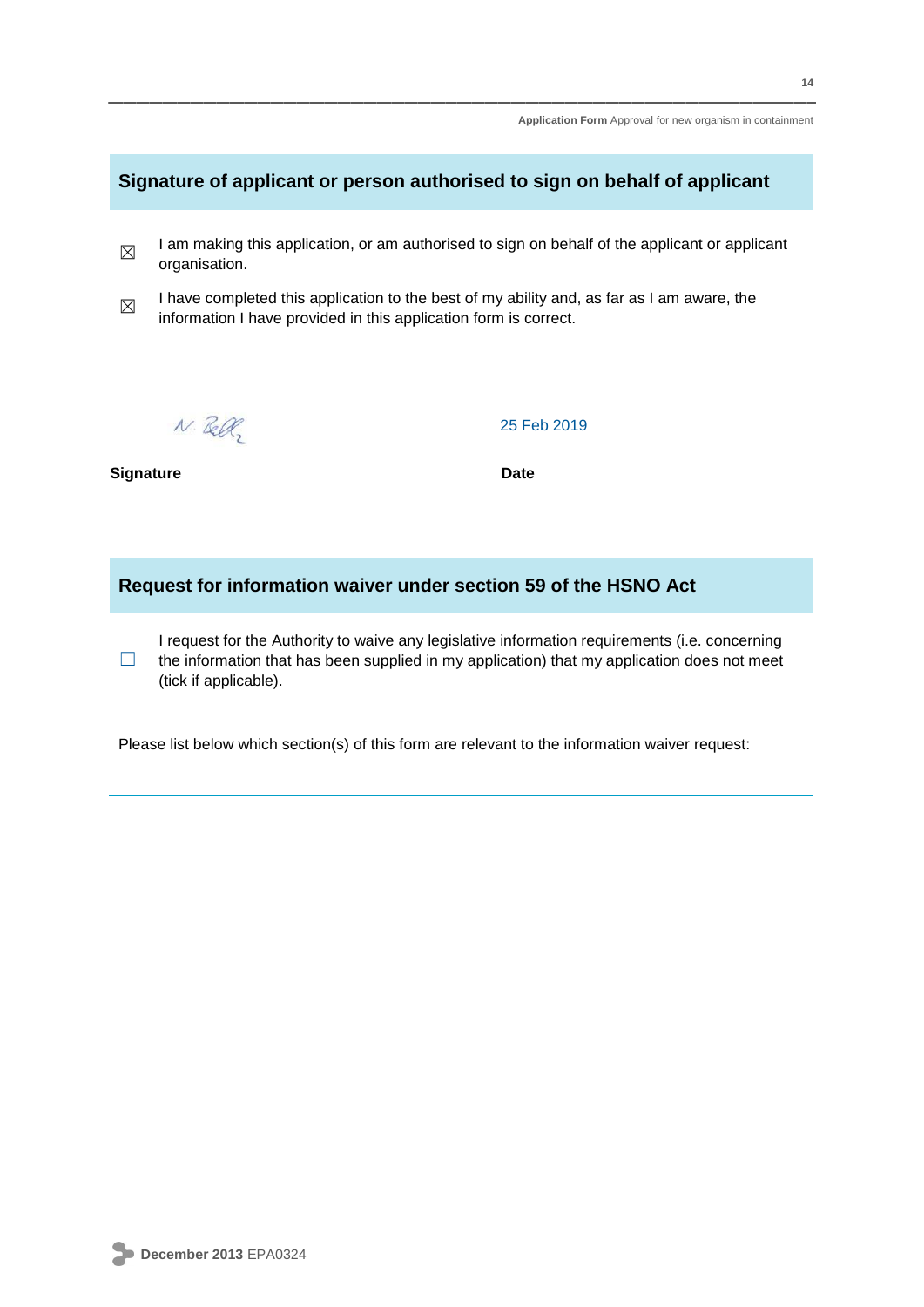## Signature of applicant or person authorised to sign on behalf of applicant

☒ I am making this application, or am authorised to sign on behalf of the applicant or applicant organisation.

☒ I have completed this application to the best of my ability and, as far as I am aware, the information I have provided in this application form is correct.

| N. Bell | 25 Feb 2019 |
|---|---|
| **Signature** | **Date** |

## Request for information waiver under section 59 of the HSNO Act

☐ I request for the Authority to waive any legislative information requirements (i.e. concerning the information that has been supplied in my application) that my application does not meet (tick if applicable).

Please list below which section(s) of this form are relevant to the information waiver request: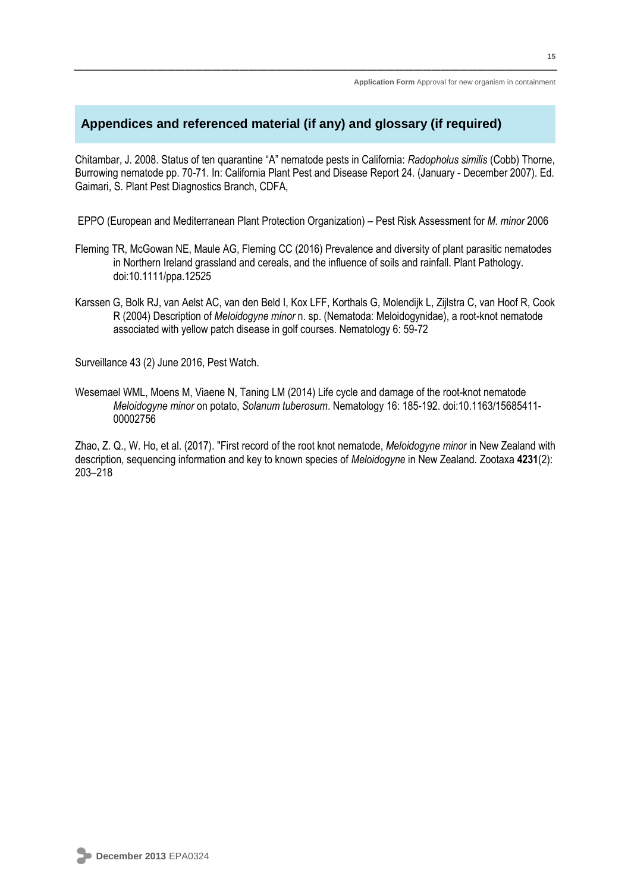## Appendices and referenced material (if any) and glossary (if required)

Chitambar, J. 2008. Status of ten quarantine "A" nematode pests in California: *Radopholus similis* (Cobb) Thorne, Burrowing nematode pp. 70-71. In: California Plant Pest and Disease Report 24. (January - December 2007). Ed. Gaimari, S. Plant Pest Diagnostics Branch, CDFA,

EPPO (European and Mediterranean Plant Protection Organization) – Pest Risk Assessment for *M. minor* 2006

Fleming TR, McGowan NE, Maule AG, Fleming CC (2016) Prevalence and diversity of plant parasitic nematodes in Northern Ireland grassland and cereals, and the influence of soils and rainfall. Plant Pathology. doi:10.1111/ppa.12525

Karssen G, Bolk RJ, van Aelst AC, van den Beld I, Kox LFF, Korthals G, Molendijk L, Zijlstra C, van Hoof R, Cook R (2004) Description of *Meloidogyne minor* n. sp. (Nematoda: Meloidogynidae), a root-knot nematode associated with yellow patch disease in golf courses. Nematology 6: 59-72

Surveillance 43 (2) June 2016, Pest Watch.

Wesemael WML, Moens M, Viaene N, Taning LM (2014) Life cycle and damage of the root-knot nematode *Meloidogyne minor* on potato, *Solanum tuberosum*. Nematology 16: 185-192. doi:10.1163/15685411-00002756

Zhao, Z. Q., W. Ho, et al. (2017). "First record of the root knot nematode, *Meloidogyne minor* in New Zealand with description, sequencing information and key to known species of *Meloidogyne* in New Zealand. Zootaxa **4231**(2): 203–218